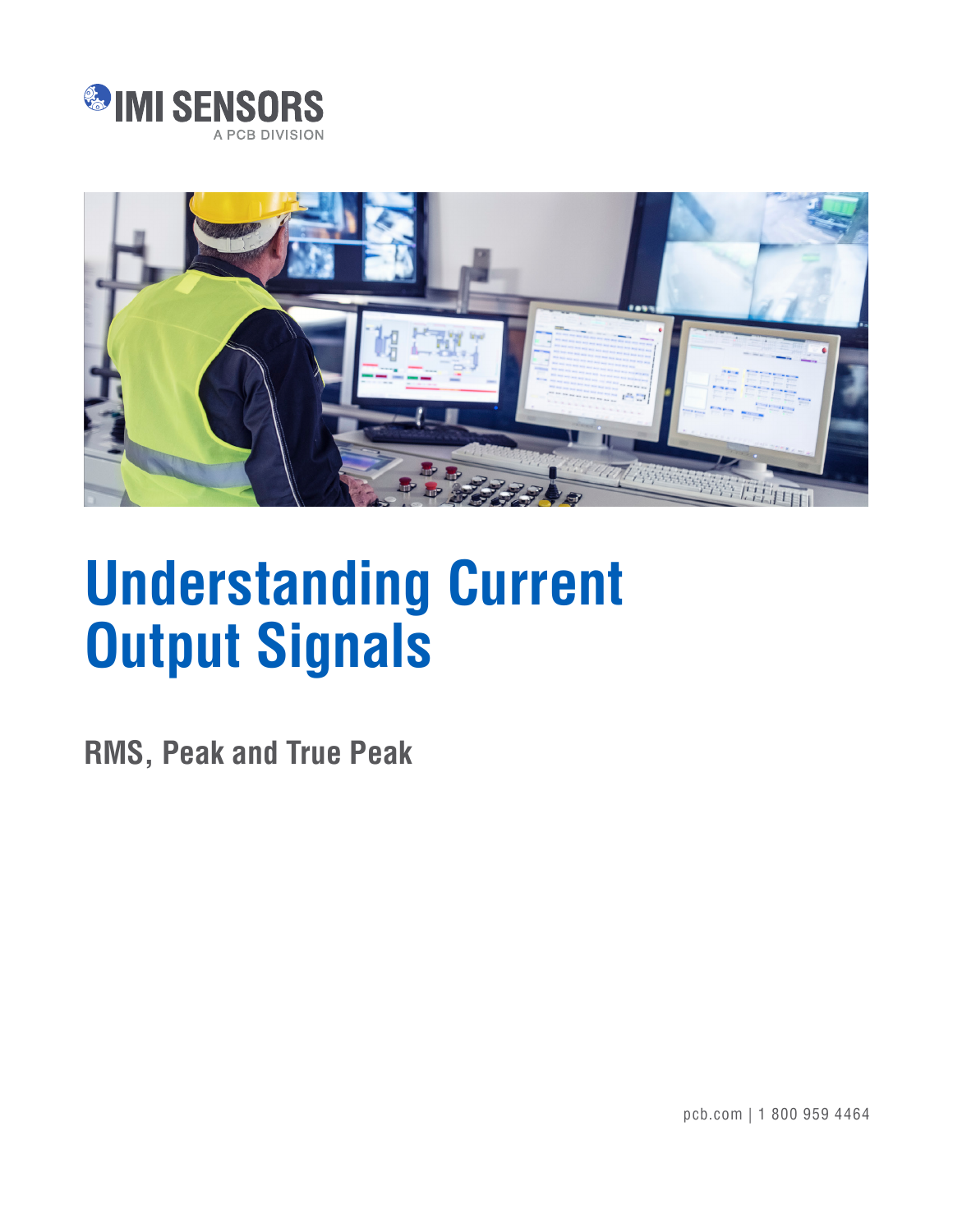IMI SENSORS

A PCB DIVISION

# Understanding Current Output Signals

## RMS, Peak and True Peak

pcb.com | 1 800 959 4464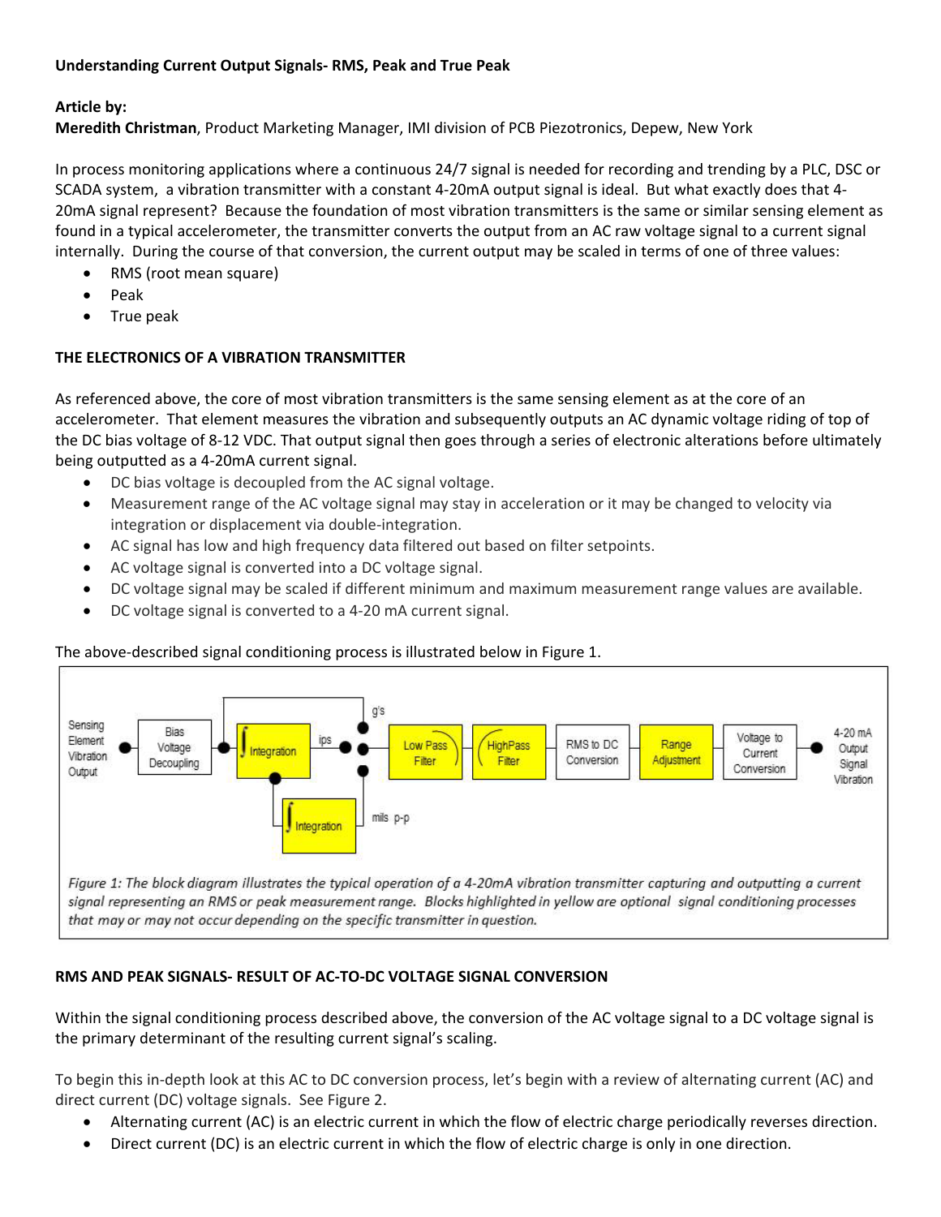**Understanding Current Output Signals- RMS, Peak and True Peak**

**Article by:**
**Meredith Christman**, Product Marketing Manager, IMI division of PCB Piezotronics, Depew, New York

In process monitoring applications where a continuous 24/7 signal is needed for recording and trending by a PLC, DSC or SCADA system, a vibration transmitter with a constant 4-20mA output signal is ideal. But what exactly does that 4-20mA signal represent? Because the foundation of most vibration transmitters is the same or similar sensing element as found in a typical accelerometer, the transmitter converts the output from an AC raw voltage signal to a current signal internally. During the course of that conversion, the current output may be scaled in terms of one of three values:

- RMS (root mean square)
- Peak
- True peak

**THE ELECTRONICS OF A VIBRATION TRANSMITTER**

As referenced above, the core of most vibration transmitters is the same sensing element as at the core of an accelerometer. That element measures the vibration and subsequently outputs an AC dynamic voltage riding of top of the DC bias voltage of 8-12 VDC. That output signal then goes through a series of electronic alterations before ultimately being outputted as a 4-20mA current signal.

- DC bias voltage is decoupled from the AC signal voltage.
- Measurement range of the AC voltage signal may stay in acceleration or it may be changed to velocity via integration or displacement via double-integration.
- AC signal has low and high frequency data filtered out based on filter setpoints.
- AC voltage signal is converted into a DC voltage signal.
- DC voltage signal may be scaled if different minimum and maximum measurement range values are available.
- DC voltage signal is converted to a 4-20 mA current signal.

The above-described signal conditioning process is illustrated below in Figure 1.

Sensing Element Vibration Output → Bias Voltage Decoupling → Integration (ips) / Integration (mils p-p) / g's → Low Pass Filter → HighPass Filter → RMS to DC Conversion → Range Adjustment → Voltage to Current Conversion → 4-20 mA Output Signal Vibration

*Figure 1: The block diagram illustrates the typical operation of a 4-20mA vibration transmitter capturing and outputting a current signal representing an RMS or peak measurement range. Blocks highlighted in yellow are optional signal conditioning processes that may or may not occur depending on the specific transmitter in question.*

**RMS AND PEAK SIGNALS- RESULT OF AC-TO-DC VOLTAGE SIGNAL CONVERSION**

Within the signal conditioning process described above, the conversion of the AC voltage signal to a DC voltage signal is the primary determinant of the resulting current signal's scaling.

To begin this in-depth look at this AC to DC conversion process, let's begin with a review of alternating current (AC) and direct current (DC) voltage signals. See Figure 2.

- Alternating current (AC) is an electric current in which the flow of electric charge periodically reverses direction.
- Direct current (DC) is an electric current in which the flow of electric charge is only in one direction.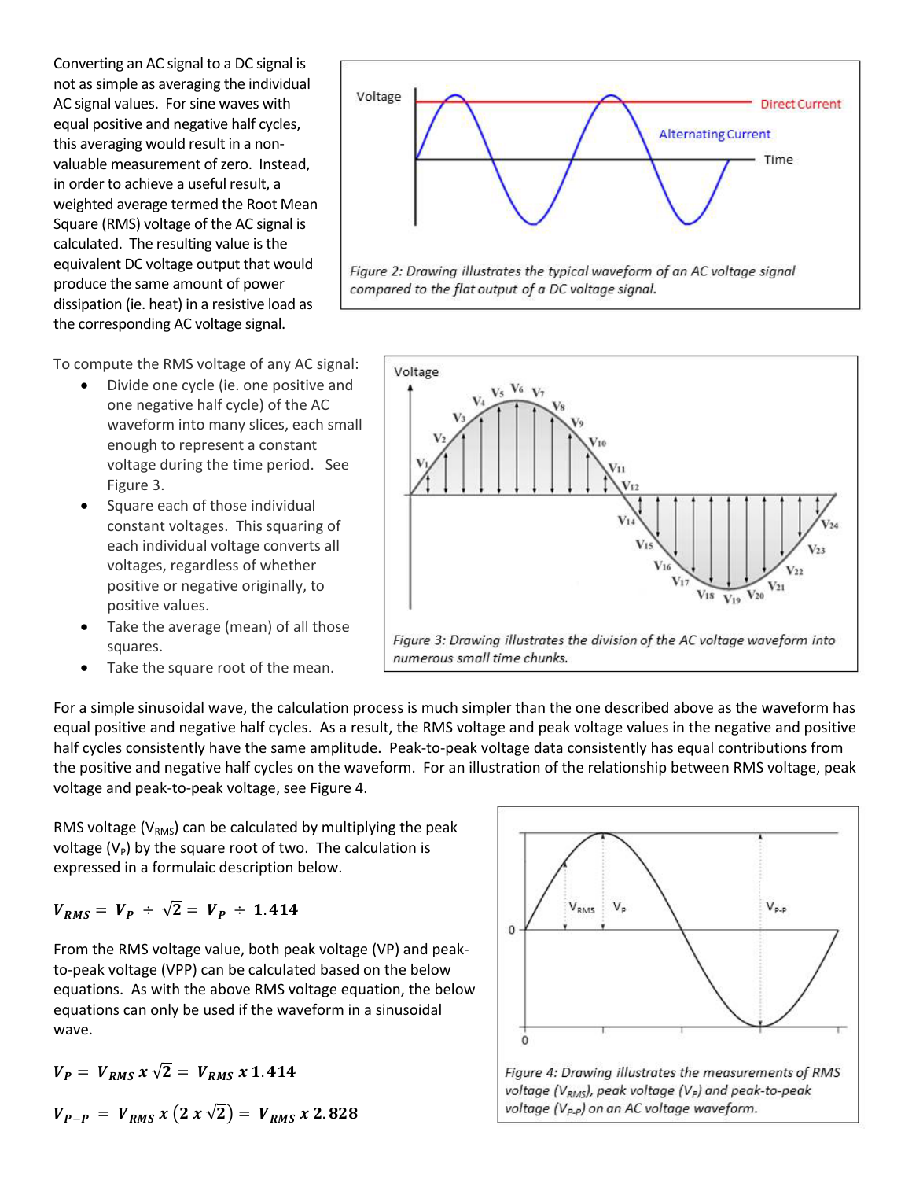Converting an AC signal to a DC signal is not as simple as averaging the individual AC signal values. For sine waves with equal positive and negative half cycles, this averaging would result in a non-valuable measurement of zero. Instead, in order to achieve a useful result, a weighted average termed the Root Mean Square (RMS) voltage of the AC signal is calculated. The resulting value is the equivalent DC voltage output that would produce the same amount of power dissipation (ie. heat) in a resistive load as the corresponding AC voltage signal.

*Figure 2: Drawing illustrates the typical waveform of an AC voltage signal compared to the flat output of a DC voltage signal.*

To compute the RMS voltage of any AC signal:

- Divide one cycle (ie. one positive and one negative half cycle) of the AC waveform into many slices, each small enough to represent a constant voltage during the time period. See Figure 3.
- Square each of those individual constant voltages. This squaring of each individual voltage converts all voltages, regardless of whether positive or negative originally, to positive values.
- Take the average (mean) of all those squares.
- Take the square root of the mean.

*Figure 3: Drawing illustrates the division of the AC voltage waveform into numerous small time chunks.*

For a simple sinusoidal wave, the calculation process is much simpler than the one described above as the waveform has equal positive and negative half cycles. As a result, the RMS voltage and peak voltage values in the negative and positive half cycles consistently have the same amplitude. Peak-to-peak voltage data consistently has equal contributions from the positive and negative half cycles on the waveform. For an illustration of the relationship between RMS voltage, peak voltage and peak-to-peak voltage, see Figure 4.

RMS voltage ($V_{RMS}$) can be calculated by multiplying the peak voltage ($V_P$) by the square root of two. The calculation is expressed in a formulaic description below.

$$\boldsymbol{V_{RMS} = V_P \div \sqrt{2} = V_P \div 1.414}$$

From the RMS voltage value, both peak voltage (VP) and peak-to-peak voltage (VPP) can be calculated based on the below equations. As with the above RMS voltage equation, the below equations can only be used if the waveform in a sinusoidal wave.

$$\boldsymbol{V_P = V_{RMS}\ x\ \sqrt{2} = V_{RMS}\ x\ 1.414}$$

$$\boldsymbol{V_{P-P} = V_{RMS}\ x\ (2\ x\ \sqrt{2}) = V_{RMS}\ x\ 2.828}$$

*Figure 4: Drawing illustrates the measurements of RMS voltage ($V_{RMS}$), peak voltage ($V_P$) and peak-to-peak voltage ($V_{P-P}$) on an AC voltage waveform.*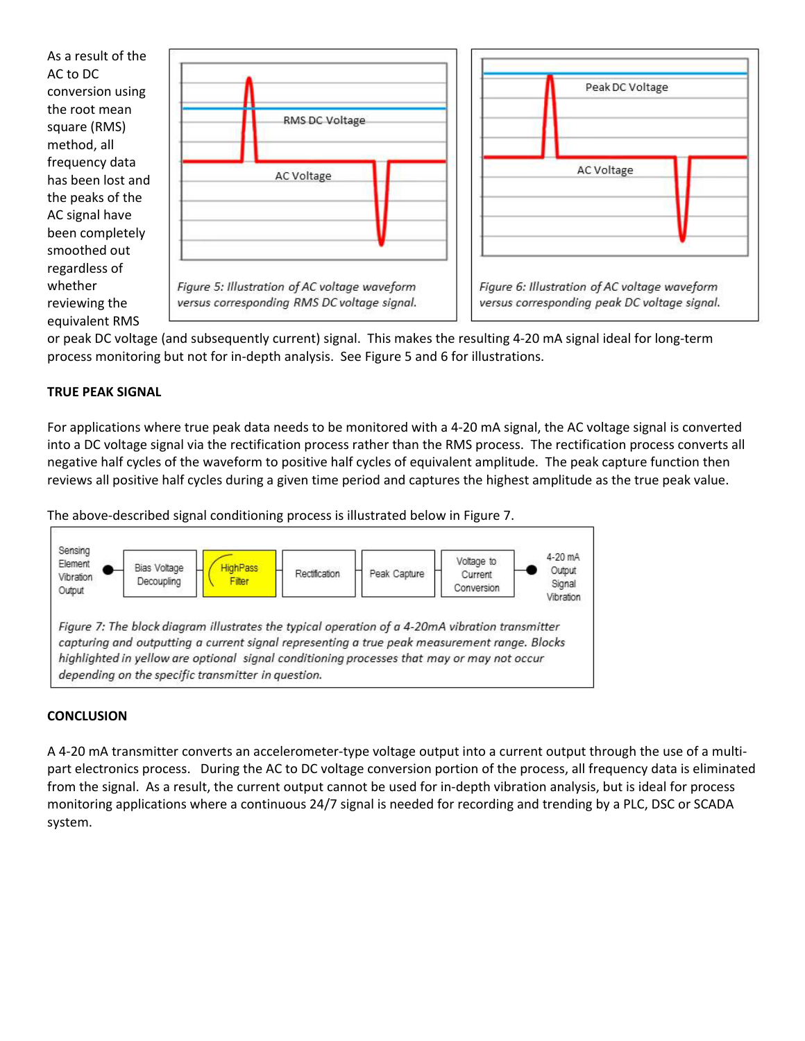As a result of the AC to DC conversion using the root mean square (RMS) method, all frequency data has been lost and the peaks of the AC signal have been completely smoothed out regardless of whether reviewing the equivalent RMS or peak DC voltage (and subsequently current) signal. This makes the resulting 4-20 mA signal ideal for long-term process monitoring but not for in-depth analysis. See Figure 5 and 6 for illustrations.

*Figure 5: Illustration of AC voltage waveform versus corresponding RMS DC voltage signal.*

*Figure 6: Illustration of AC voltage waveform versus corresponding peak DC voltage signal.*

**TRUE PEAK SIGNAL**

For applications where true peak data needs to be monitored with a 4-20 mA signal, the AC voltage signal is converted into a DC voltage signal via the rectification process rather than the RMS process. The rectification process converts all negative half cycles of the waveform to positive half cycles of equivalent amplitude. The peak capture function then reviews all positive half cycles during a given time period and captures the highest amplitude as the true peak value.

The above-described signal conditioning process is illustrated below in Figure 7.

*Figure 7: The block diagram illustrates the typical operation of a 4-20mA vibration transmitter capturing and outputting a current signal representing a true peak measurement range. Blocks highlighted in yellow are optional signal conditioning processes that may or may not occur depending on the specific transmitter in question.*

**CONCLUSION**

A 4-20 mA transmitter converts an accelerometer-type voltage output into a current output through the use of a multi-part electronics process. During the AC to DC voltage conversion portion of the process, all frequency data is eliminated from the signal. As a result, the current output cannot be used for in-depth vibration analysis, but is ideal for process monitoring applications where a continuous 24/7 signal is needed for recording and trending by a PLC, DSC or SCADA system.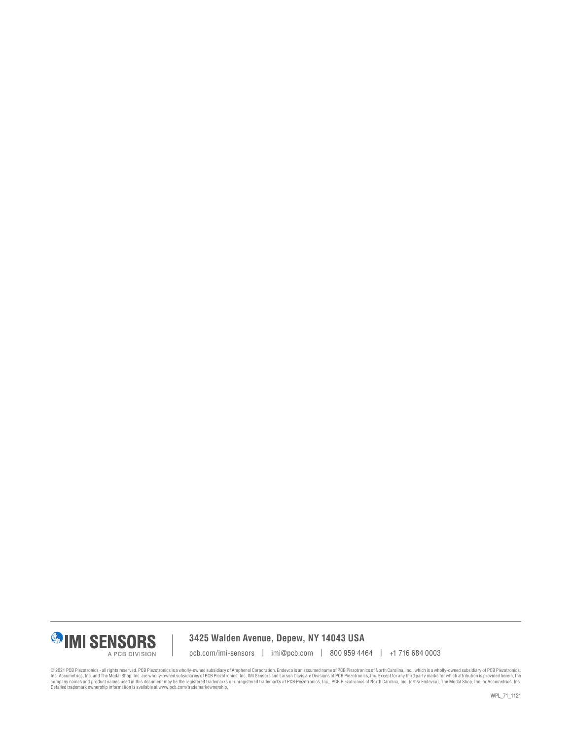IMI SENSORS
A PCB DIVISION

**3425 Walden Avenue, Depew, NY 14043 USA**

pcb.com/imi-sensors | imi@pcb.com | 800 959 4464 | +1 716 684 0003

© 2021 PCB Piezotronics - all rights reserved. PCB Piezotronics is a wholly-owned subsidiary of Amphenol Corporation. Endevco is an assumed name of PCB Piezotronics of North Carolina, Inc., which is a wholly-owned subsidiary of PCB Piezotronics, Inc. Accumetrics, Inc. and The Modal Shop, Inc. are wholly-owned subsidiaries of PCB Piezotronics, Inc. IMI Sensors and Larson Davis are Divisions of PCB Piezotronics, Inc. Except for any third party marks for which attribution is provided herein, the company names and product names used in this document may be the registered trademarks or unregistered trademarks of PCB Piezotronics, Inc., PCB Piezotronics of North Carolina, Inc. (d/b/a Endevco), The Modal Shop, Inc. or Accumetrics, Inc. Detailed trademark ownership information is available at www.pcb.com/trademarkownership.

WPL_71_1121